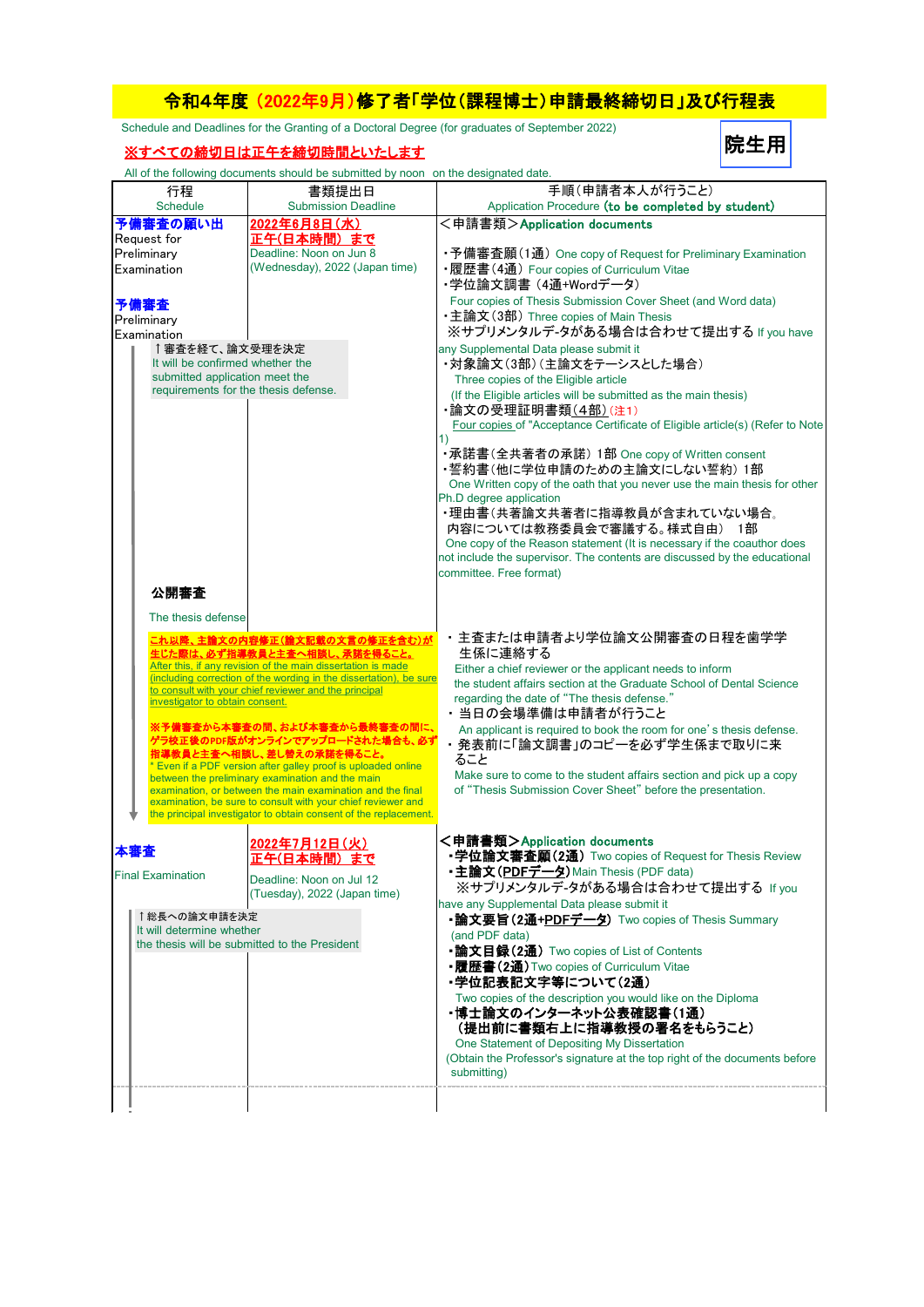# 令和4年度（2022年9月）修了者「学位（課程博士）申請最終締切日」及び行程表

Schedule and Deadlines for the Granting of a Doctoral Degree (for graduates of September 2022)

**院生用**

**※すべての締切日は正午を締切時間といたします**

All of the following documents should be submitted by noon on the designated date.

| 行程<br>Schedule | 書類提出日<br>Submission Deadline | 手順（申請者本人が行うこと）<br>Application Procedure (**to be completed by student**) |
|---|---|---|
| **予備審査の願い出**<br>Request for Preliminary Examination<br><br>**予備審査**<br>Preliminary Examination<br><br>↑審査を経て、論文受理を決定<br>It will be confirmed whether the submitted application meet the requirements for the thesis defense. | **2022年6月8日（水）**<br>**正午（日本時間）まで**<br>Deadline: Noon on Jun 8 (Wednesday), 2022 (Japan time) | ＜申請書類＞**Application documents**<br>・予備審査願（1通）One copy of Request for Preliminary Examination<br>・履歴書（4通）Four copies of Curriculum Vitae<br>・学位論文調書（4通+Wordデータ）Four copies of Thesis Submission Cover Sheet (and Word data)<br>・主論文（3部）Three copies of Main Thesis<br>※サプリメンタルデータがある場合は合わせて提出する If you have any Supplemental Data please submit it<br>・対象論文（3部）（主論文をテーシスとした場合）Three copies of the Eligible article (If the Eligible articles will be submitted as the main thesis)<br>・論文の受理証明書類（4部）（注1）Four copies of "Acceptance Certificate of Eligible article(s) (Refer to Note 1)<br>・承諾書（全共著者の承諾）1部 One copy of Written consent<br>・誓約書（他に学位申請のための主論文にしない誓約）1部 One Written copy of the oath that you never use the main thesis for other Ph.D degree application<br>・理由書（共著論文共著者に指導教員が含まれていない場合。内容については教務委員会で審議する。様式自由） 1部 One copy of the Reason statement (It is necessary if the coauthor does not include the supervisor. The contents are discussed by the educational committee. Free format) |
| **公開審査**<br>The thesis defense<br><br>**これ以降、主論文の内容修正（論文記載の文言の修正を含む）が生じた際は、必ず指導教員と主査へ相談し、承諾を得ること。**<br>After this, if any revision of the main dissertation is made (including correction of the wording in the dissertation), be sure to consult with your chief reviewer and the principal investigator to obtain consent.<br><br>**※予備審査から本審査の間、および本審査から最終審査の間に、ゲラ校正後のPDF版がオンラインでアップロードされた場合も、必ず指導教員と主査へ相談し、差し替えの承諾を得ること。**<br>* Even if a PDF version after galley proof is uploaded online between the preliminary examination and the main examination, or between the main examination and the final examination, be sure to consult with your chief reviewer and the principal investigator to obtain consent of the replacement. | | ・主査または申請者より学位論文公開審査の日程を歯学学生係に連絡する<br>Either a chief reviewer or the applicant needs to inform the student affairs section at the Graduate School of Dental Science regarding the date of "The thesis defense."<br>・当日の会場準備は申請者が行うこと<br>An applicant is required to book the room for one's thesis defense.<br>・発表前に「論文調書」のコピーを必ず学生係まで取りに来ること<br>Make sure to come to the student affairs section and pick up a copy of "Thesis Submission Cover Sheet" before the presentation. |
| **本審査**<br>Final Examination<br><br>↑総長への論文申請を決定<br>It will determine whether the thesis will be submitted to the President | **2022年7月12日（火）**<br>**正午（日本時間）まで**<br>Deadline: Noon on Jul 12 (Tuesday), 2022 (Japan time) | ＜申請書類＞**Application documents**<br>・**学位論文審査願（2通）** Two copies of Request for Thesis Review<br>・**主論文（PDFデータ）** Main Thesis (PDF data)<br>※サプリメンタルデータがある場合は合わせて提出する If you have any Supplemental Data please submit it<br>・**論文要旨（2通+PDFデータ）** Two copies of Thesis Summary (and PDF data)<br>・**論文目録（2通）** Two copies of List of Contents<br>・**履歴書（2通）** Two copies of Curriculum Vitae<br>・**学位記表記文字等について（2通）** Two copies of the description you would like on the Diploma<br>・**博士論文のインターネット公表確認書（1通）（提出前に書類右上に指導教授の署名をもらうこと）** One Statement of Depositing My Dissertation (Obtain the Professor's signature at the top right of the documents before submitting) |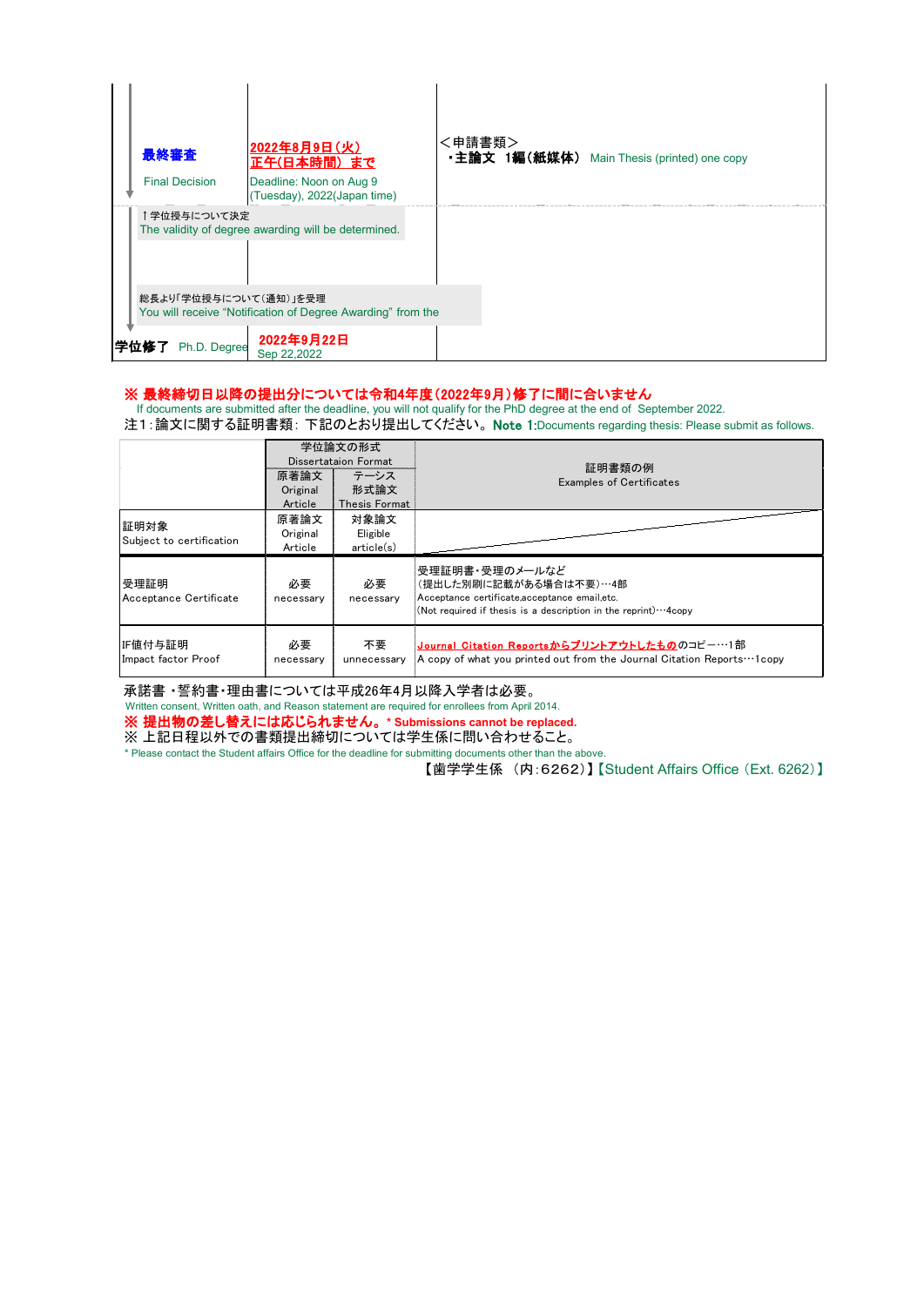| | | |
|---|---|---|
| **最終審査**<br>Final Decision | **2022年8月9日（火）正午(日本時間）まで**<br>Deadline: Noon on Aug 9 (Tuesday), 2022(Japan time) | ＜申請書類＞<br>**・主論文　1編（紙媒体）** Main Thesis (printed) one copy |
| ↑学位授与について決定<br>The validity of degree awarding will be determined. | | |
| 総長より「学位授与について（通知）」を受理<br>You will receive “Notification of Degree Awarding” from the | | |
| **学位修了** Ph.D. Degree | **2022年9月22日**<br>Sep 22,2022 | |

**※ 最終締切日以降の提出分については令和4年度（2022年9月）修了に間に合いません**
If documents are submitted after the deadline, you will not qualify for the PhD degree at the end of September 2022.

注1：論文に関する証明書類：下記のとおり提出してください。**Note 1:**Documents regarding thesis: Please submit as follows.

| | 学位論文の形式 Dissertataion Format | | 証明書類の例 Examples of Certificates |
|---|---|---|---|
| | 原著論文 Original Article | テーシス形式論文 Thesis Format | |
| 証明対象 Subject to certification | 原著論文 Original Article | 対象論文 Eligible article(s) | |
| 受理証明 Acceptance Certificate | 必要 necessary | 必要 necessary | 受理証明書・受理のメールなど（提出した別刷に記載がある場合は不要）…4部<br>Acceptance certificate,acceptance email,etc.<br>(Not required if thesis is a description in the reprint)…4copy |
| IF値付与証明 Impact factor Proof | 必要 necessary | 不要 unnecessary | Journal Citation Reportsからプリントアウトしたもののコピー…1部<br>A copy of what you printed out from the Journal Citation Reports…1copy |

承諾書・誓約書・理由書については平成26年4月以降入学者は必要。
Written consent, Written oath, and Reason statement are required for enrollees from April 2014.

**※ 提出物の差し替えには応じられません。* Submissions cannot be replaced.**

※ 上記日程以外での書類提出締切については学生係に問い合わせること。
* Please contact the Student affairs Office for the deadline for submitting documents other than the above.

【歯学学生係　（内：6262）】【Student Affairs Office（Ext. 6262）】